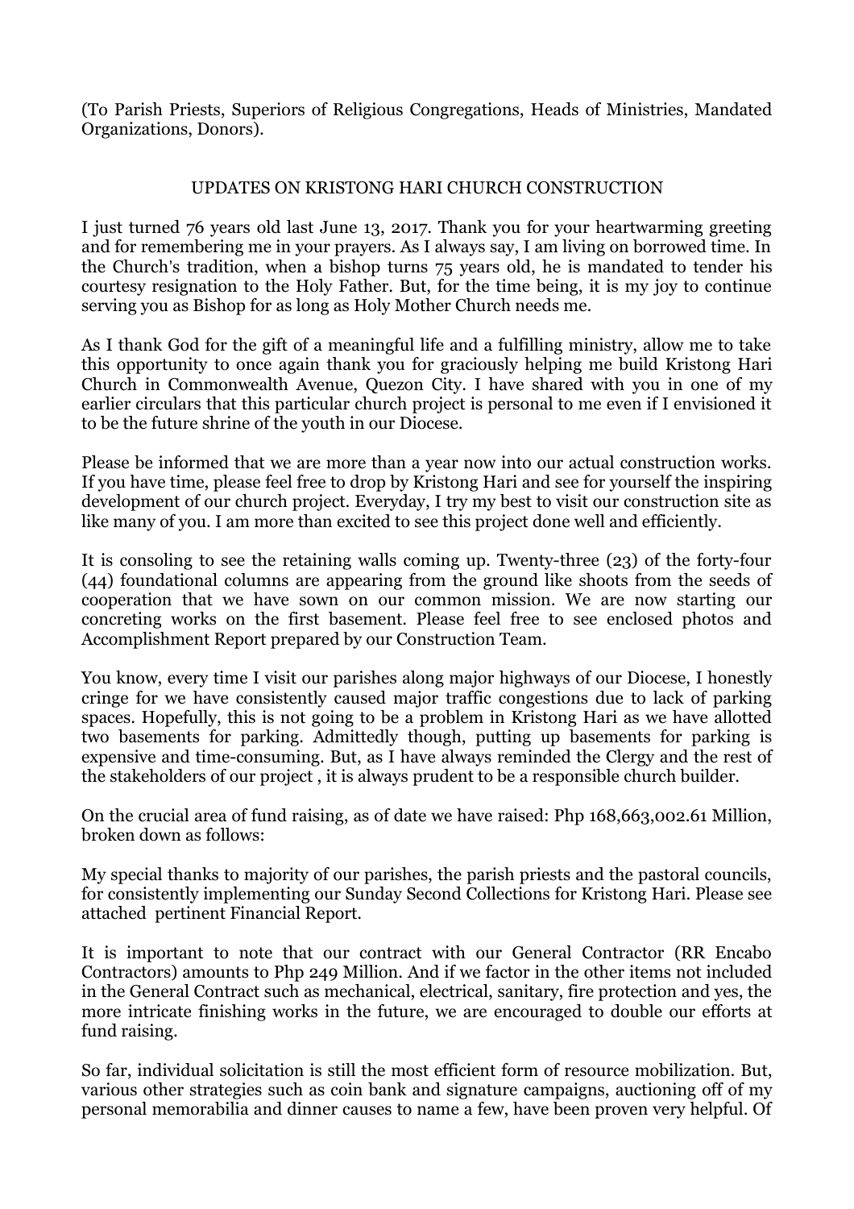(To Parish Priests, Superiors of Religious Congregations, Heads of Ministries, Mandated Organizations, Donors).

## UPDATES ON KRISTONG HARI CHURCH CONSTRUCTION

I just turned 76 years old last June 13, 2017. Thank you for your heartwarming greeting and for remembering me in your prayers. As I always say, I am living on borrowed time. In the Church's tradition, when a bishop turns 75 years old, he is mandated to tender his courtesy resignation to the Holy Father. But, for the time being, it is my joy to continue serving you as Bishop for as long as Holy Mother Church needs me.

As I thank God for the gift of a meaningful life and a fulfilling ministry, allow me to take this opportunity to once again thank you for graciously helping me build Kristong Hari Church in Commonwealth Avenue, Quezon City. I have shared with you in one of my earlier circulars that this particular church project is personal to me even if I envisioned it to be the future shrine of the youth in our Diocese.

Please be informed that we are more than a year now into our actual construction works. If you have time, please feel free to drop by Kristong Hari and see for yourself the inspiring development of our church project. Everyday, I try my best to visit our construction site as like many of you. I am more than excited to see this project done well and efficiently.

It is consoling to see the retaining walls coming up. Twenty-three (23) of the forty-four (44) foundational columns are appearing from the ground like shoots from the seeds of cooperation that we have sown on our common mission. We are now starting our concreting works on the first basement. Please feel free to see enclosed photos and Accomplishment Report prepared by our Construction Team.

You know, every time I visit our parishes along major highways of our Diocese, I honestly cringe for we have consistently caused major traffic congestions due to lack of parking spaces. Hopefully, this is not going to be a problem in Kristong Hari as we have allotted two basements for parking. Admittedly though, putting up basements for parking is expensive and time-consuming. But, as I have always reminded the Clergy and the rest of the stakeholders of our project , it is always prudent to be a responsible church builder.

On the crucial area of fund raising, as of date we have raised: Php 168,663,002.61 Million, broken down as follows:

My special thanks to majority of our parishes, the parish priests and the pastoral councils, for consistently implementing our Sunday Second Collections for Kristong Hari. Please see attached pertinent Financial Report.

It is important to note that our contract with our General Contractor (RR Encabo Contractors) amounts to Php 249 Million. And if we factor in the other items not included in the General Contract such as mechanical, electrical, sanitary, fire protection and yes, the more intricate finishing works in the future, we are encouraged to double our efforts at fund raising.

So far, individual solicitation is still the most efficient form of resource mobilization. But, various other strategies such as coin bank and signature campaigns, auctioning off of my personal memorabilia and dinner causes to name a few, have been proven very helpful. Of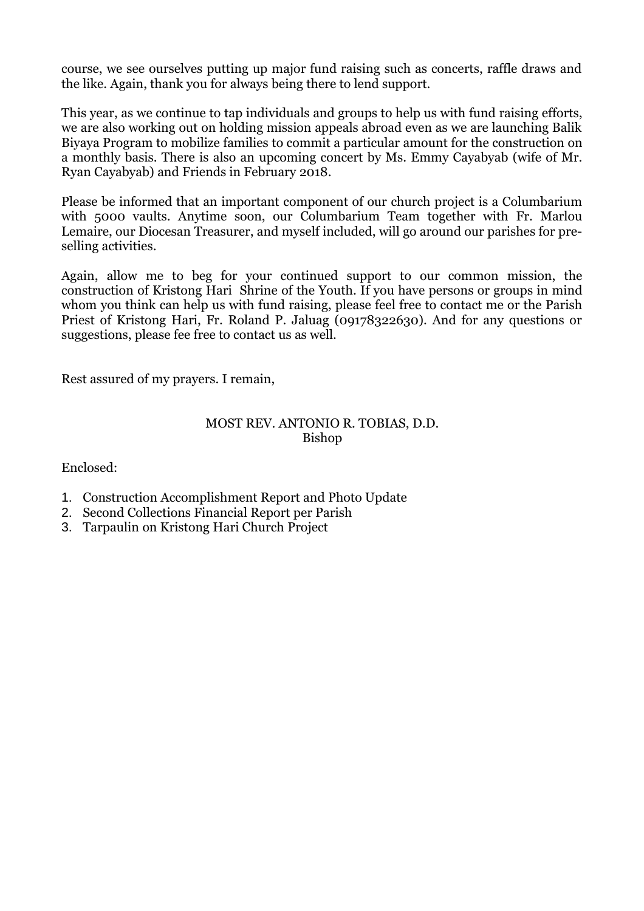course, we see ourselves putting up major fund raising such as concerts, raffle draws and the like. Again, thank you for always being there to lend support.

This year, as we continue to tap individuals and groups to help us with fund raising efforts, we are also working out on holding mission appeals abroad even as we are launching Balik Biyaya Program to mobilize families to commit a particular amount for the construction on a monthly basis. There is also an upcoming concert by Ms. Emmy Cayabyab (wife of Mr. Ryan Cayabyab) and Friends in February 2018.

Please be informed that an important component of our church project is a Columbarium with 5000 vaults. Anytime soon, our Columbarium Team together with Fr. Marlou Lemaire, our Diocesan Treasurer, and myself included, will go around our parishes for pre-selling activities.

Again, allow me to beg for your continued support to our common mission, the construction of Kristong Hari Shrine of the Youth. If you have persons or groups in mind whom you think can help us with fund raising, please feel free to contact me or the Parish Priest of Kristong Hari, Fr. Roland P. Jaluag (09178322630). And for any questions or suggestions, please fee free to contact us as well.

Rest assured of my prayers. I remain,

MOST REV. ANTONIO R. TOBIAS, D.D.
Bishop

Enclosed:

1. Construction Accomplishment Report and Photo Update
2. Second Collections Financial Report per Parish
3. Tarpaulin on Kristong Hari Church Project